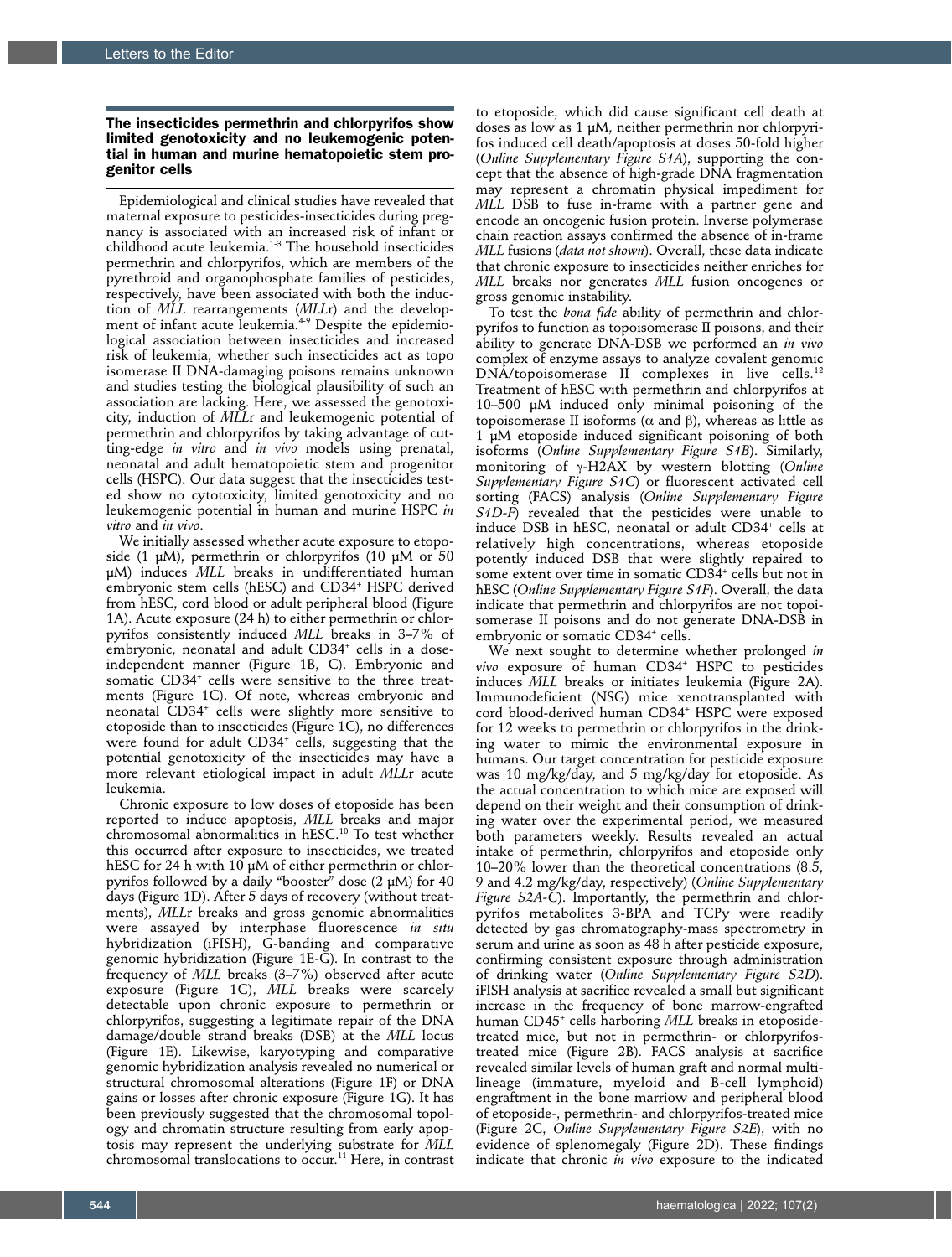## The insecticides permethrin and chlorpyrifos show limited genotoxicity and no leukemogenic potential in human and murine hematopoietic stem progenitor cells

Epidemiological and clinical studies have revealed that maternal exposure to pesticides-insecticides during pregnancy is associated with an increased risk of infant or childhood acute leukemia.[1-3] The household insecticides permethrin and chlorpyrifos, which are members of the pyrethroid and organophosphate families of pesticides, respectively, have been associated with both the induction of *MLL* rearrangements (*MLL*r) and the development of infant acute leukemia.[4-9] Despite the epidemiological association between insecticides and increased risk of leukemia, whether such insecticides act as topo isomerase II DNA-damaging poisons remains unknown and studies testing the biological plausibility of such an association are lacking. Here, we assessed the genotoxicity, induction of *MLL*r and leukemogenic potential of permethrin and chlorpyrifos by taking advantage of cutting-edge *in vitro* and *in vivo* models using prenatal, neonatal and adult hematopoietic stem and progenitor cells (HSPC). Our data suggest that the insecticides tested show no cytotoxicity, limited genotoxicity and no leukemogenic potential in human and murine HSPC *in vitro* and *in vivo*.

We initially assessed whether acute exposure to etoposide (1 μM), permethrin or chlorpyrifos (10 μM or 50 μM) induces *MLL* breaks in undifferentiated human embryonic stem cells (hESC) and CD34+ HSPC derived from hESC, cord blood or adult peripheral blood (Figure 1A). Acute exposure (24 h) to either permethrin or chlorpyrifos consistently induced *MLL* breaks in 3–7% of embryonic, neonatal and adult CD34+ cells in a dose-independent manner (Figure 1B, C). Embryonic and somatic CD34+ cells were sensitive to the three treatments (Figure 1C). Of note, whereas embryonic and neonatal CD34+ cells were slightly more sensitive to etoposide than to insecticides (Figure 1C), no differences were found for adult CD34+ cells, suggesting that the potential genotoxicity of the insecticides may have a more relevant etiological impact in adult *MLL*r acute leukemia.

Chronic exposure to low doses of etoposide has been reported to induce apoptosis, *MLL* breaks and major chromosomal abnormalities in hESC.[10] To test whether this occurred after exposure to insecticides, we treated hESC for 24 h with 10 μM of either permethrin or chlorpyrifos followed by a daily "booster" dose (2 μM) for 40 days (Figure 1D). After 5 days of recovery (without treatments), *MLL*r breaks and gross genomic abnormalities were assayed by interphase fluorescence *in situ* hybridization (iFISH), G-banding and comparative genomic hybridization (Figure 1E-G). In contrast to the frequency of *MLL* breaks (3–7%) observed after acute exposure (Figure 1C), *MLL* breaks were scarcely detectable upon chronic exposure to permethrin or chlorpyrifos, suggesting a legitimate repair of the DNA damage/double strand breaks (DSB) at the *MLL* locus (Figure 1E). Likewise, karyotyping and comparative genomic hybridization analysis revealed no numerical or structural chromosomal alterations (Figure 1F) or DNA gains or losses after chronic exposure (Figure 1G). It has been previously suggested that the chromosomal topology and chromatin structure resulting from early apoptosis may represent the underlying substrate for *MLL* chromosomal translocations to occur.[11] Here, in contrast to etoposide, which did cause significant cell death at doses as low as 1 μM, neither permethrin nor chlorpyrifos induced cell death/apoptosis at doses 50-fold higher (*Online Supplementary Figure S1A*), supporting the concept that the absence of high-grade DNA fragmentation may represent a chromatin physical impediment for *MLL* DSB to fuse in-frame with a partner gene and encode an oncogenic fusion protein. Inverse polymerase chain reaction assays confirmed the absence of in-frame *MLL* fusions (*data not shown*). Overall, these data indicate that chronic exposure to insecticides neither enriches for *MLL* breaks nor generates *MLL* fusion oncogenes or gross genomic instability.

To test the *bona fide* ability of permethrin and chlorpyrifos to function as topoisomerase II poisons, and their ability to generate DNA-DSB we performed an *in vivo* complex of enzyme assays to analyze covalent genomic DNA/topoisomerase II complexes in live cells.[12] Treatment of hESC with permethrin and chlorpyrifos at 10–500 μM induced only minimal poisoning of the topoisomerase II isoforms (α and β), whereas as little as 1 μM etoposide induced significant poisoning of both isoforms (*Online Supplementary Figure S1B*). Similarly, monitoring of γ-H2AX by western blotting (*Online Supplementary Figure S1C*) or fluorescent activated cell sorting (FACS) analysis (*Online Supplementary Figure S1D-F*) revealed that the pesticides were unable to induce DSB in hESC, neonatal or adult CD34+ cells at relatively high concentrations, whereas etoposide potently induced DSB that were slightly repaired to some extent over time in somatic CD34+ cells but not in hESC (*Online Supplementary Figure S1F*). Overall, the data indicate that permethrin and chlorpyrifos are not topoisomerase II poisons and do not generate DNA-DSB in embryonic or somatic CD34+ cells.

We next sought to determine whether prolonged *in vivo* exposure of human CD34+ HSPC to pesticides induces *MLL* breaks or initiates leukemia (Figure 2A). Immunodeficient (NSG) mice xenotransplanted with cord blood-derived human CD34+ HSPC were exposed for 12 weeks to permethrin or chlorpyrifos in the drinking water to mimic the environmental exposure in humans. Our target concentration for pesticide exposure was 10 mg/kg/day, and 5 mg/kg/day for etoposide. As the actual concentration to which mice are exposed will depend on their weight and their consumption of drinking water over the experimental period, we measured both parameters weekly. Results revealed an actual intake of permethrin, chlorpyrifos and etoposide only 10–20% lower than the theoretical concentrations (8.5, 9 and 4.2 mg/kg/day, respectively) (*Online Supplementary Figure S2A-C*). Importantly, the permethrin and chlorpyrifos metabolites 3-BPA and TCPy were readily detected by gas chromatography-mass spectrometry in serum and urine as soon as 48 h after pesticide exposure, confirming consistent exposure through administration of drinking water (*Online Supplementary Figure S2D*). iFISH analysis at sacrifice revealed a small but significant increase in the frequency of bone marrow-engrafted human CD45+ cells harboring *MLL* breaks in etoposide-treated mice, but not in permethrin- or chlorpyrifos-treated mice (Figure 2B). FACS analysis at sacrifice revealed similar levels of human graft and normal multilineage (immature, myeloid and B-cell lymphoid) engraftment in the bone marriow and peripheral blood of etoposide-, permethrin- and chlorpyrifos-treated mice (Figure 2C, *Online Supplementary Figure S2E*), with no evidence of splenomegaly (Figure 2D). These findings indicate that chronic *in vivo* exposure to the indicated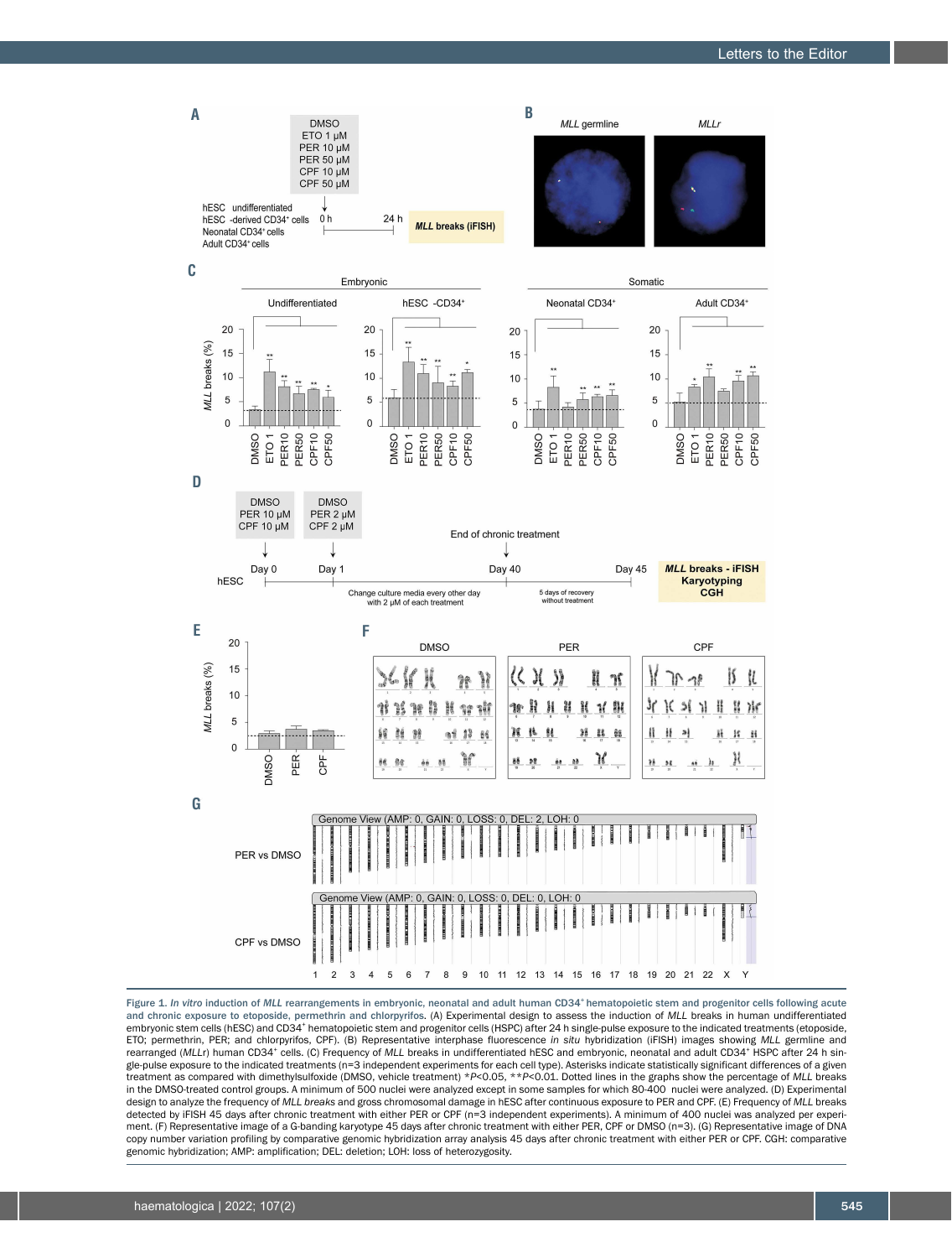A

DMSO
ETO 1 µM
PER 10 µM
PER 50 µM
CPF 10 µM
CPF 50 µM

hESC undifferentiated
hESC -derived CD34+ cells
Neonatal CD34+ cells
Adult CD34+ cells

0 h
24 h
*MLL* breaks (iFISH)

B

*MLL* germline
*MLLr*

C

Embryonic
Somatic
Undifferentiated
hESC -CD34+
Neonatal CD34+
Adult CD34+

*MLL* breaks (%)

20
15
10
5
0

DMSO
ETO 1
PER10
PER50
CPF10
CPF50

D

DMSO
PER 10 µM
CPF 10 µM

DMSO
PER 2 µM
CPF 2 µM

End of chronic treatment

hESC
Day 0
Day 1
Day 40
Day 45

Change culture media every other day with 2 µM of each treatment

5 days of recovery without treatment

*MLL* breaks - iFISH
Karyotyping
CGH

E

*MLL* breaks (%)

20
15
10
5
0

DMSO
PER
CPF

F

DMSO
PER
CPF

G

PER vs DMSO
Genome View (AMP: 0, GAIN: 0, LOSS: 0, DEL: 2, LOH: 0

CPF vs DMSO
Genome View (AMP: 0, GAIN: 0, LOSS: 0, DEL: 0, LOH: 0

1 2 3 4 5 6 7 8 9 10 11 12 13 14 15 16 17 18 19 20 21 22 X Y

**Figure 1.** ***In vitro*** **induction of** ***MLL*** **rearrangements in embryonic, neonatal and adult human CD34+ hematopoietic stem and progenitor cells following acute and chronic exposure to etoposide, permethrin and chlorpyrifos.** (A) Experimental design to assess the induction of *MLL* breaks in human undifferentiated embryonic stem cells (hESC) and CD34+ hematopoietic stem and progenitor cells (HSPC) after 24 h single-pulse exposure to the indicated treatments (etoposide, ETO; permethrin, PER; and chlorpyrifos, CPF). (B) Representative interphase fluorescence *in situ* hybridization (iFISH) images showing *MLL* germline and rearranged (*MLLr*) human CD34+ cells. (C) Frequency of *MLL* breaks in undifferentiated hESC and embryonic, neonatal and adult CD34+ HSPC after 24 h single-pulse exposure to the indicated treatments (n=3 independent experiments for each cell type). Asterisks indicate statistically significant differences of a given treatment as compared with dimethylsulfoxide (DMSO, vehicle treatment) \*$P$<0.05, \*\*$P$<0.01. Dotted lines in the graphs show the percentage of *MLL* breaks in the DMSO-treated control groups. A minimum of 500 nuclei were analyzed except in some samples for which 80-400 nuclei were analyzed. (D) Experimental design to analyze the frequency of *MLL breaks* and gross chromosomal damage in hESC after continuous exposure to PER and CPF. (E) Frequency of *MLL* breaks detected by iFISH 45 days after chronic treatment with either PER or CPF (n=3 independent experiments). A minimum of 400 nuclei was analyzed per experiment. (F) Representative image of a G-banding karyotype 45 days after chronic treatment with either PER, CPF or DMSO (n=3). (G) Representative image of DNA copy number variation profiling by comparative genomic hybridization array analysis 45 days after chronic treatment with either PER or CPF. CGH: comparative genomic hybridization; AMP: amplification; DEL: deletion; LOH: loss of heterozygosity.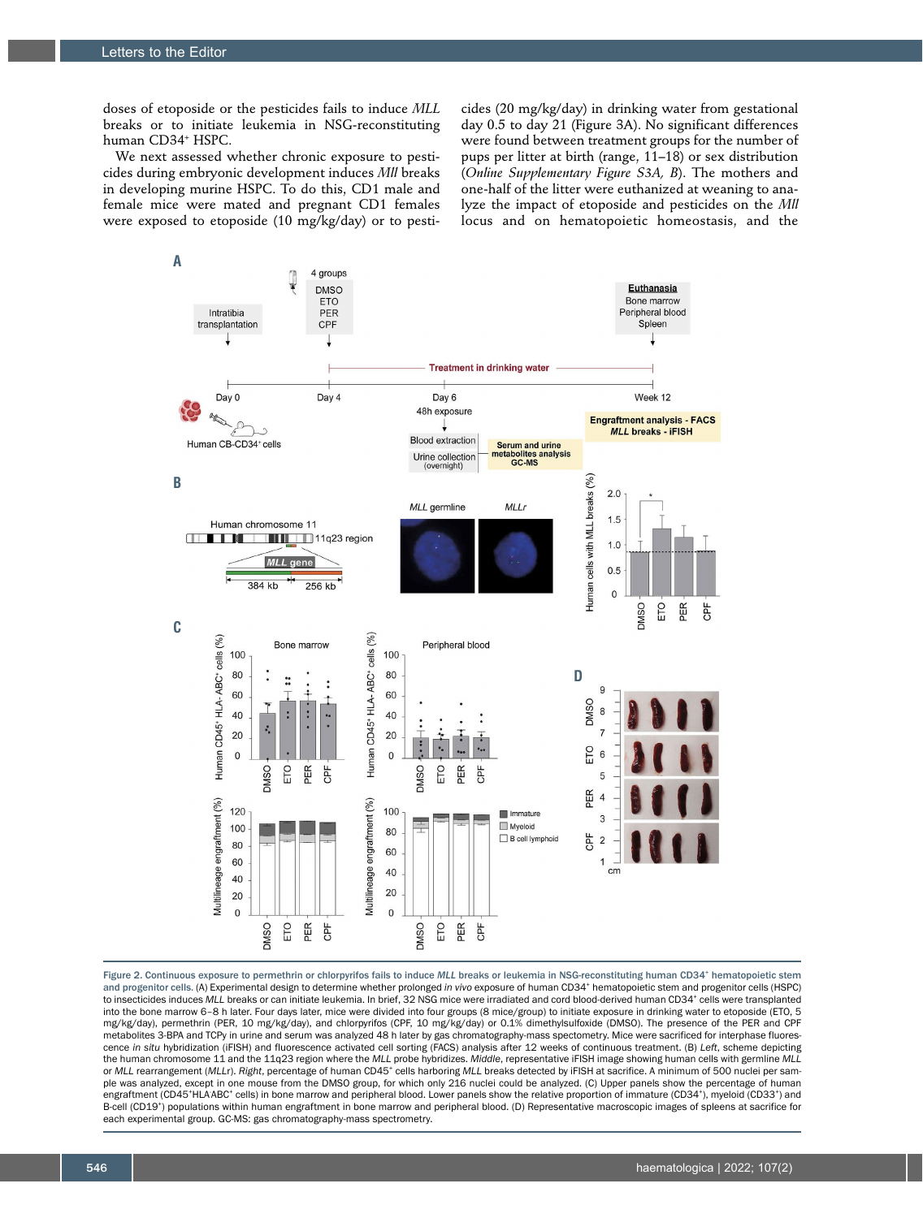doses of etoposide or the pesticides fails to induce *MLL* breaks or to initiate leukemia in NSG-reconstituting human CD34+ HSPC.

We next assessed whether chronic exposure to pesticides during embryonic development induces *Mll* breaks in developing murine HSPC. To do this, CD1 male and female mice were mated and pregnant CD1 females were exposed to etoposide (10 mg/kg/day) or to pesticides (20 mg/kg/day) in drinking water from gestational day 0.5 to day 21 (Figure 3A). No significant differences were found between treatment groups for the number of pups per litter at birth (range, 11–18) or sex distribution (*Online Supplementary Figure S3A, B*). The mothers and one-half of the litter were euthanized at weaning to analyze the impact of etoposide and pesticides on the *Mll* locus and on hematopoietic homeostasis, and the

A

4 groups
DMSO
ETO
PER
CPF

Intratibia transplantation

Euthanasia
Bone marrow
Peripheral blood
Spleen

Treatment in drinking water

Day 0
Day 4
Day 6
48h exposure
Week 12

Human CB-CD34+ cells

Blood extraction
Urine collection (overnight)
Serum and urine metabolites analysis GC-MS

Engraftment analysis - FACS
*MLL* breaks - iFISH

B

Human chromosome 11
11q23 region
*MLL* gene
384 kb
256 kb

*MLL* germline
*MLLr*

Human cells with MLL breaks (%)
2.0
1.5
1.0
0.5
0
*
DMSO
ETO
PER
CPF

C

Bone marrow
Human CD45+ HLA-ABC+ cells (%)
100
80
60
40
20
0
DMSO
ETO
PER
CPF

Peripheral blood
Human CD45+ HLA-ABC+ cells (%)
100
80
60
40
20
0
DMSO
ETO
PER
CPF

Multilineage engraftment (%)
120
100
80
60
40
20
0
DMSO
ETO
PER
CPF

Multilineage engraftment (%)
100
80
60
40
20
0
DMSO
ETO
PER
CPF

Immature
Myeloid
B cell lymphoid

D

DMSO
ETO
PER
CPF
9
8
7
6
5
4
3
2
1
cm

**Figure 2. Continuous exposure to permethrin or chlorpyrifos fails to induce *MLL* breaks or leukemia in NSG-reconstituting human CD34+ hematopoietic stem and progenitor cells.** (A) Experimental design to determine whether prolonged *in vivo* exposure of human CD34+ hematopoietic stem and progenitor cells (HSPC) to insecticides induces *MLL* breaks or can initiate leukemia. In brief, 32 NSG mice were irradiated and cord blood-derived human CD34+ cells were transplanted into the bone marrow 6–8 h later. Four days later, mice were divided into four groups (8 mice/group) to initiate exposure in drinking water to etoposide (ETO, 5 mg/kg/day), permethrin (PER, 10 mg/kg/day), and chlorpyrifos (CPF, 10 mg/kg/day) or 0.1% dimethylsulfoxide (DMSO). The presence of the PER and CPF metabolites 3-BPA and TCPy in urine and serum was analyzed 48 h later by gas chromatography-mass spectrometry. Mice were sacrificed for interphase fluorescence *in situ* hybridization (iFISH) and fluorescence activated cell sorting (FACS) analysis after 12 weeks of continuous treatment. (B) *Left*, scheme depicting the human chromosome 11 and the 11q23 region where the *MLL* probe hybridizes. *Middle*, representative iFISH image showing human cells with germline *MLL* or *MLL* rearrangement (*MLLr*). *Right*, percentage of human CD45+ cells harboring *MLL* breaks detected by iFISH at sacrifice. A minimum of 500 nuclei per sample was analyzed, except in one mouse from the DMSO group, for which only 216 nuclei could be analyzed. (C) Upper panels show the percentage of human engraftment (CD45+HLA-ABC+ cells) in bone marrow and peripheral blood. Lower panels show the relative proportion of immature (CD34+), myeloid (CD33+) and B-cell (CD19+) populations within human engraftment in bone marrow and peripheral blood. (D) Representative macroscopic images of spleens at sacrifice for each experimental group. GC-MS: gas chromatography-mass spectrometry.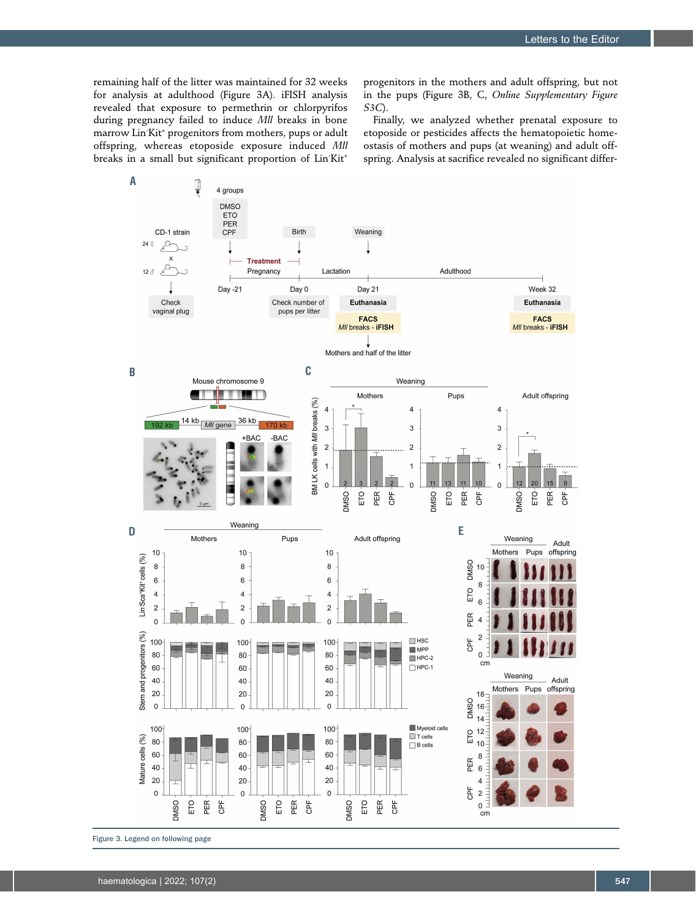remaining half of the litter was maintained for 32 weeks for analysis at adulthood (Figure 3A). iFISH analysis revealed that exposure to permethrin or chlorpyrifos during pregnancy failed to induce *Mll* breaks in bone marrow Lin⁻Kit⁺ progenitors from mothers, pups or adult offspring, whereas etoposide exposure induced *Mll* breaks in a small but significant proportion of Lin⁻Kit⁺ progenitors in the mothers and adult offspring, but not in the pups (Figure 3B, C, *Online Supplementary Figure S3C*).

Finally, we analyzed whether prenatal exposure to etoposide or pesticides affects the hematopoietic homeostasis of mothers and pups (at weaning) and adult offspring. Analysis at sacrifice revealed no significant differ-

A

4 groups
DMSO
ETO
PER
CPF

CD-1 strain
24 ♀
x
12 ♂

Birth
Weaning

Treatment
Pregnancy
Lactation
Adulthood

Day -21
Day 0
Day 21
Week 32

Check vaginal plug
Check number of pups per litter
Euthanasia
FACS
*Mll* breaks - iFISH
Euthanasia
FACS
*Mll* breaks - iFISH

Mothers and half of the litter

B

Mouse chromosome 9
192 kb
14 kb
*Mll* gene
36 kb
170 kb
+BAC
-BAC
5 µm

C

Weaning
Mothers
Pups
Adult offspring
BM LK cells with *Mll* breaks (%)
DMSO ETO PER CPF

D

Weaning
Mothers
Pups
Adult offspring
Lin⁻Sca⁺Kit⁺ cells (%)
Stem and progenitors (%)
HSC
MPP
HPC-2
HPC-1
Mature cells (%)
Myeloid cells
T cells
B cells
DMSO ETO PER CPF

E

Weaning
Mothers
Pups
Adult offspring
DMSO
ETO
PER
CPF
cm

Figure 3. Legend on following page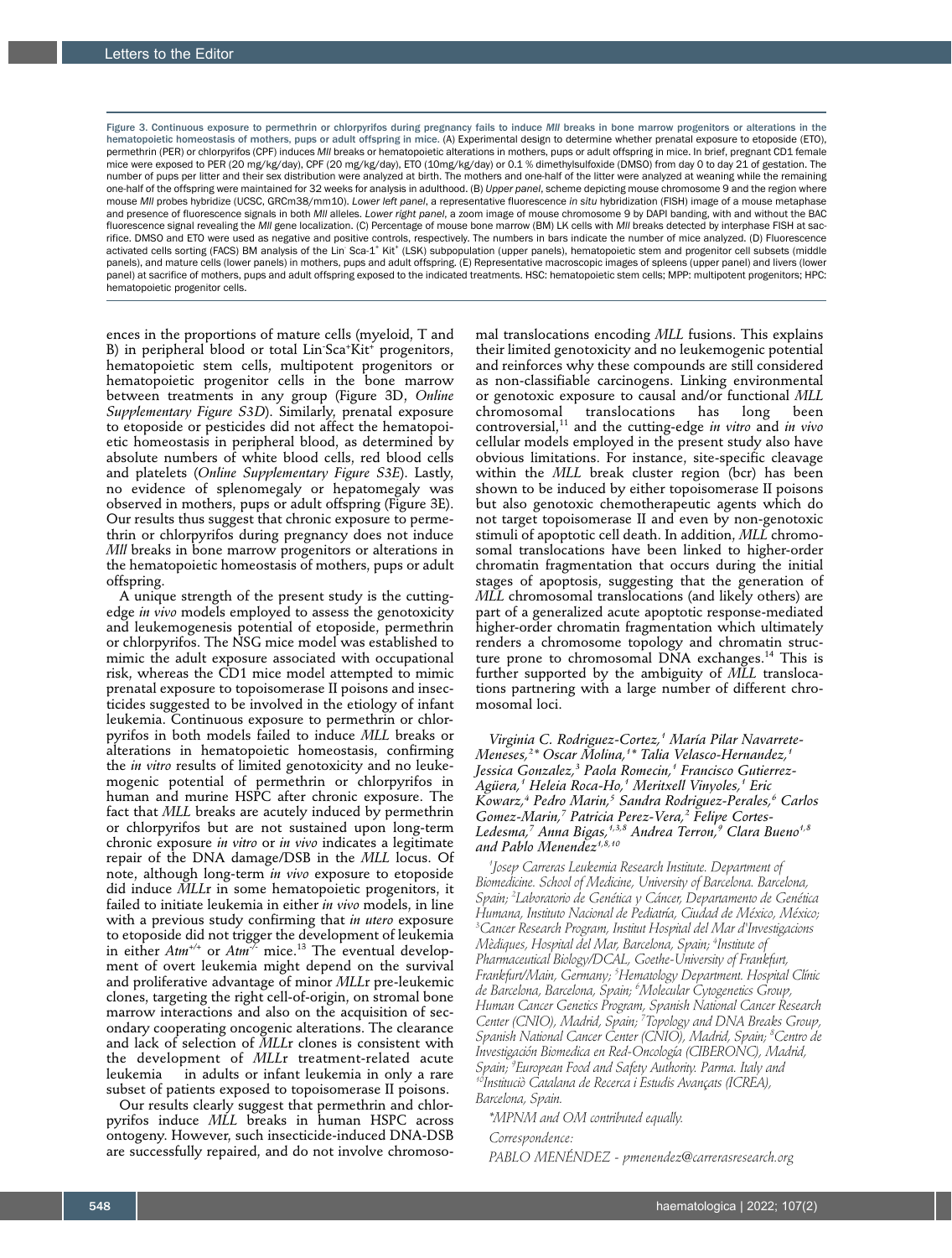Figure 3. Continuous exposure to permethrin or chlorpyrifos during pregnancy fails to induce *Mll* breaks in bone marrow progenitors or alterations in the hematopoietic homeostasis of mothers, pups or adult offspring in mice. (A) Experimental design to determine whether prenatal exposure to etoposide (ETO), permethrin (PER) or chlorpyrifos (CPF) induces *Mll* breaks or hematopoietic alterations in mothers, pups or adult offspring in mice. In brief, pregnant CD1 female mice were exposed to PER (20 mg/kg/day), CPF (20 mg/kg/day), ETO (10mg/kg/day) or 0.1 % dimethylsulfoxide (DMSO) from day 0 to day 21 of gestation. The number of pups per litter and their sex distribution were analyzed at birth. The mothers and one-half of the litter were analyzed at weaning while the remaining one-half of the offspring were maintained for 32 weeks for analysis in adulthood. (B) *Upper panel*, scheme depicting mouse chromosome 9 and the region where mouse *Mll* probes hybridize (UCSC, GRCm38/mm10). *Lower left panel*, a representative fluorescence *in situ* hybridization (FISH) image of a mouse metaphase and presence of fluorescence signals in both *Mll* alleles. *Lower right panel*, a zoom image of mouse chromosome 9 by DAPI banding, with and without the BAC fluorescence signal revealing the *Mll* gene localization. (C) Percentage of mouse bone marrow (BM) LK cells with *Mll* breaks detected by interphase FISH at sacrifice. DMSO and ETO were used as negative and positive controls, respectively. The numbers in bars indicate the number of mice analyzed. (D) Fluorescence activated cells sorting (FACS) BM analysis of the Lin$^-$ Sca-1$^+$ Kit$^+$ (LSK) subpopulation (upper panels), hematopoietic stem and progenitor cell subsets (middle panels), and mature cells (lower panels) in mothers, pups and adult offspring. (E) Representative macroscopic images of spleens (upper panel) and livers (lower panel) at sacrifice of mothers, pups and adult offspring exposed to the indicated treatments. HSC: hematopoietic stem cells; MPP: multipotent progenitors; HPC: hematopoietic progenitor cells.

ences in the proportions of mature cells (myeloid, T and B) in peripheral blood or total Lin$^-$Sca$^+$Kit$^+$ progenitors, hematopoietic stem cells, multipotent progenitors or hematopoietic progenitor cells in the bone marrow between treatments in any group (Figure 3D, *Online Supplementary Figure S3D*). Similarly, prenatal exposure to etoposide or pesticides did not affect the hematopoietic homeostasis in peripheral blood, as determined by absolute numbers of white blood cells, red blood cells and platelets (*Online Supplementary Figure S3E*). Lastly, no evidence of splenomegaly or hepatomegaly was observed in mothers, pups or adult offspring (Figure 3E). Our results thus suggest that chronic exposure to permethrin or chlorpyrifos during pregnancy does not induce *Mll* breaks in bone marrow progenitors or alterations in the hematopoietic homeostasis of mothers, pups or adult offspring.

A unique strength of the present study is the cutting-edge *in vivo* models employed to assess the genotoxicity and leukemogenesis potential of etoposide, permethrin or chlorpyrifos. The NSG mice model was established to mimic the adult exposure associated with occupational risk, whereas the CD1 mice model attempted to mimic prenatal exposure to topoisomerase II poisons and insecticides suggested to be involved in the etiology of infant leukemia. Continuous exposure to permethrin or chlorpyrifos in both models failed to induce *MLL* breaks or alterations in hematopoietic homeostasis, confirming the *in vitro* results of limited genotoxicity and no leukemogenic potential of permethrin or chlorpyrifos in human and murine HSPC after chronic exposure. The fact that *MLL* breaks are acutely induced by permethrin or chlorpyrifos but are not sustained upon long-term chronic exposure *in vitro* or *in vivo* indicates a legitimate repair of the DNA damage/DSB in the *MLL* locus. Of note, although long-term *in vivo* exposure to etoposide did induce *MLL*r in some hematopoietic progenitors, it failed to initiate leukemia in either *in vivo* models, in line with a previous study confirming that *in utero* exposure to etoposide did not trigger the development of leukemia in either *Atm*$^{+/+}$ or *Atm*$^{-/-}$ mice.[13] The eventual development of overt leukemia might depend on the survival and proliferative advantage of minor *MLL*r pre-leukemic clones, targeting the right cell-of-origin, on stromal bone marrow interactions and also on the acquisition of secondary cooperating oncogenic alterations. The clearance and lack of selection of *MLL*r clones is consistent with the development of *MLL*r treatment-related acute leukemia in adults or infant leukemia in only a rare subset of patients exposed to topoisomerase II poisons.

Our results clearly suggest that permethrin and chlorpyrifos induce *MLL* breaks in human HSPC across ontogeny. However, such insecticide-induced DNA-DSB are successfully repaired, and do not involve chromosomal translocations encoding *MLL* fusions. This explains their limited genotoxicity and no leukemogenic potential and reinforces why these compounds are still considered as non-classifiable carcinogens. Linking environmental or genotoxic exposure to causal and/or functional *MLL* chromosomal translocations has long been controversial,[11] and the cutting-edge *in vitro* and *in vivo* cellular models employed in the present study also have obvious limitations. For instance, site-specific cleavage within the *MLL* break cluster region (bcr) has been shown to be induced by either topoisomerase II poisons but also genotoxic chemotherapeutic agents which do not target topoisomerase II and even by non-genotoxic stimuli of apoptotic cell death. In addition, *MLL* chromosomal translocations have been linked to higher-order chromatin fragmentation that occurs during the initial stages of apoptosis, suggesting that the generation of *MLL* chromosomal translocations (and likely others) are part of a generalized acute apoptotic response-mediated higher-order chromatin fragmentation which ultimately renders a chromosome topology and chromatin structure prone to chromosomal DNA exchanges.[14] This is further supported by the ambiguity of *MLL* translocations partnering with a large number of different chromosomal loci.

*Virginia C. Rodriguez-Cortez,[1] María Pilar Navarrete-Meneses,[2]\* Oscar Molina,[1]\* Talia Velasco-Hernandez,[1] Jessica Gonzalez,[3] Paola Romecin,[1] Francisco Gutierrez-Agüera,[1] Heleia Roca-Ho,[1] Meritxell Vinyoles,[1] Eric Kowarz,[4] Pedro Marin,[5] Sandra Rodriguez-Perales,[6] Carlos Gomez-Marin,[7] Patricia Perez-Vera,[2] Felipe Cortes-Ledesma,[7] Anna Bigas,[1,3,8] Andrea Terron,[9] Clara Bueno[1,8] and Pablo Menendez[1,8,10]*

[1]*Josep Carreras Leukemia Research Institute. Department of Biomedicine. School of Medicine, University of Barcelona. Barcelona, Spain;* [2]*Laboratorio de Genética y Cáncer, Departamento de Genética Humana, Instituto Nacional de Pediatría, Ciudad de México, México;* [3]*Cancer Research Program, Institut Hospital del Mar d'Investigacions Mèdiques, Hospital del Mar, Barcelona, Spain;* [4]*Institute of Pharmaceutical Biology/DCAL, Goethe-University of Frankfurt, Frankfurt/Main, Germany;* [5]*Hematology Department. Hospital Clínic de Barcelona, Barcelona, Spain;* [6]*Molecular Cytogenetics Group, Human Cancer Genetics Program, Spanish National Cancer Research Center (CNIO), Madrid, Spain;* [7]*Topology and DNA Breaks Group, Spanish National Cancer Center (CNIO), Madrid, Spain;* [8]*Centro de Investigación Biomedica en Red-Oncología (CIBERONC), Madrid, Spain;* [9]*European Food and Safety Authority. Parma. Italy and* [10]*Instituciò Catalana de Recerca i Estudis Avançats (ICREA), Barcelona, Spain.*

*\*MPNM and OM contributed equally.*

*Correspondence:*

*PABLO MENÉNDEZ - pmenendez@carrerasresearch.org*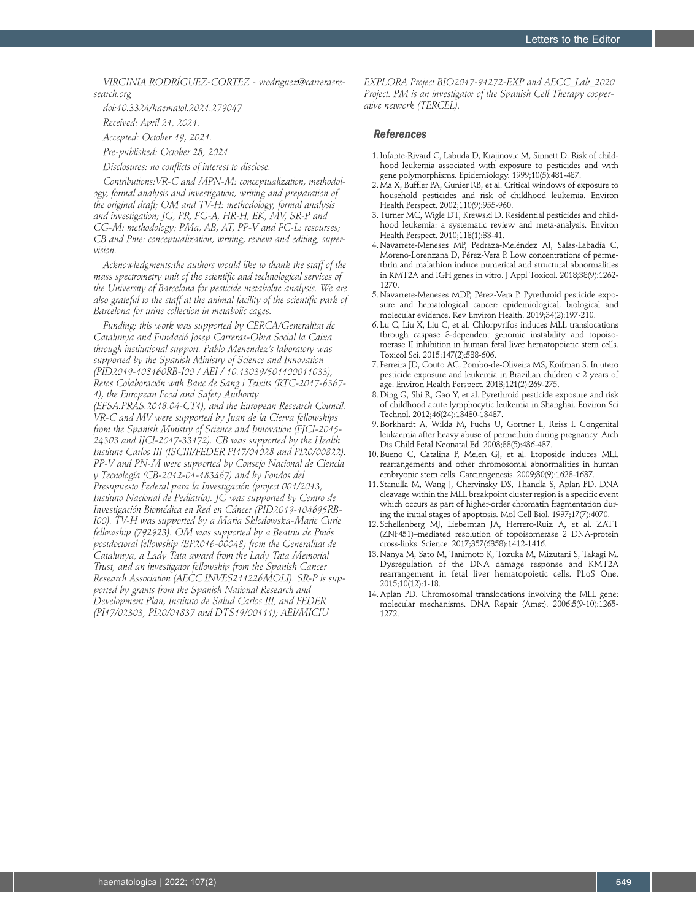*VIRGINIA RODRÍGUEZ-CORTEZ - vrodriguez@carrerasresearch.org*

*doi:10.3324/haematol.2021.279047*

*Received: April 21, 2021.*

*Accepted: October 19, 2021.*

*Pre-published: October 28, 2021.*

*Disclosures: no conflicts of interest to disclose.*

*Contributions:VR-C and MPN-M: conceptualization, methodology, formal analysis and investigation, writing and preparation of the original draft; OM and TV-H: methodology, formal analysis and investigation; JG, PR, FG-A, HR-H, EK, MV, SR-P and CG-M: methodology; PMa, AB, AT, PP-V and FC-L: resourses; CB and Pme: conceptualization, writing, review and editing, supervision.*

*Acknowledgments:the authors would like to thank the staff of the mass spectrometry unit of the scientific and technological services of the University of Barcelona for pesticide metabolite analysis. We are also grateful to the staff at the animal facility of the scientific park of Barcelona for urine collection in metabolic cages.*

*Funding: this work was supported by CERCA/Generalitat de Catalunya and Fundació Josep Carreras-Obra Social la Caixa through institutional support. Pablo Menendez's laboratory was supported by the Spanish Ministry of Science and Innovation (PID2019-108160RB-I00 / AEI / 10.13039/501100011033), Retos Colaboración with Banc de Sang i Teixits (RTC-2017-6367-1), the European Food and Safety Authority (EFSA.PRAS.2018.04-CT1), and the European Research Council. VR-C and MV were supported by Juan de la Cierva fellowships from the Spanish Ministry of Science and Innovation (FJCI-2015-24303 and IJCI-2017-33172). CB was supported by the Health Institute Carlos III (ISCIII/FEDER PI17/01028 and PI20/00822). PP-V and PN-M were supported by Consejo Nacional de Ciencia y Tecnología (CB-2012-01-183467) and by Fondos del Presupuesto Federal para la Investigación (project 001/2013, Instituto Nacional de Pediatría). JG was supported by Centro de Investigación Biomédica en Red en Cáncer (PID2019-104695RB-I00). TV-H was supported by a Maria Sklodowska-Marie Curie fellowship (792923). OM was supported by a Beatriu de Pinós postdoctoral fellowship (BP2016-00048) from the Generalitat de Catalunya, a Lady Tata award from the Lady Tata Memorial Trust, and an investigator fellowship from the Spanish Cancer Research Association (AECC INVES211226MOLI). SR-P is supported by grants from the Spanish National Research and Development Plan, Instituto de Salud Carlos III, and FEDER (PI17/02303, PI20/01837 and DTS19/00111); AEI/MICIU EXPLORA Project BIO2017-91272-EXP and AECC_Lab_2020 Project. PM is an investigator of the Spanish Cell Therapy cooperative network (TERCEL).*

## References

1. Infante-Rivard C, Labuda D, Krajinovic M, Sinnett D. Risk of childhood leukemia associated with exposure to pesticides and with gene polymorphisms. Epidemiology. 1999;10(5):481-487.
2. Ma X, Buffler PA, Gunier RB, et al. Critical windows of exposure to household pesticides and risk of childhood leukemia. Environ Health Perspect. 2002;110(9):955-960.
3. Turner MC, Wigle DT, Krewski D. Residential pesticides and childhood leukemia: a systematic review and meta-analysis. Environ Health Perspect. 2010;118(1):33-41.
4. Navarrete-Meneses MP, Pedraza-Meléndez AI, Salas-Labadía C, Moreno-Lorenzana D, Pérez-Vera P. Low concentrations of permethrin and malathion induce numerical and structural abnormalities in KMT2A and IGH genes in vitro. J Appl Toxicol. 2018;38(9):1262-1270.
5. Navarrete-Meneses MDP, Pérez-Vera P. Pyrethroid pesticide exposure and hematological cancer: epidemiological, biological and molecular evidence. Rev Environ Health. 2019;34(2):197-210.
6. Lu C, Liu X, Liu C, et al. Chlorpyrifos induces MLL translocations through caspase 3-dependent genomic instability and topoisomerase II inhibition in human fetal liver hematopoietic stem cells. Toxicol Sci. 2015;147(2):588-606.
7. Ferreira JD, Couto AC, Pombo-de-Oliveira MS, Koifman S. In utero pesticide exposure and leukemia in Brazilian children < 2 years of age. Environ Health Perspect. 2013;121(2):269-275.
8. Ding G, Shi R, Gao Y, et al. Pyrethroid pesticide exposure and risk of childhood acute lymphocytic leukemia in Shanghai. Environ Sci Technol. 2012;46(24):13480-13487.
9. Borkhardt A, Wilda M, Fuchs U, Gortner L, Reiss I. Congenital leukaemia after heavy abuse of permethrin during pregnancy. Arch Dis Child Fetal Neonatal Ed. 2003;88(5):436-437.
10. Bueno C, Catalina P, Melen GJ, et al. Etoposide induces MLL rearrangements and other chromosomal abnormalities in human embryonic stem cells. Carcinogenesis. 2009;30(9):1628-1637.
11. Stanulla M, Wang J, Chervinsky DS, Thandla S, Aplan PD. DNA cleavage within the MLL breakpoint cluster region is a specific event which occurs as part of higher-order chromatin fragmentation during the initial stages of apoptosis. Mol Cell Biol. 1997;17(7):4070.
12. Schellenberg MJ, Lieberman JA, Herrero-Ruiz A, et al. ZATT (ZNF451)–mediated resolution of topoisomerase 2 DNA-protein cross-links. Science. 2017;357(6358):1412-1416.
13. Nanya M, Sato M, Tanimoto K, Tozuka M, Mizutani S, Takagi M. Dysregulation of the DNA damage response and KMT2A rearrangement in fetal liver hematopoietic cells. PLoS One. 2015;10(12):1-18.
14. Aplan PD. Chromosomal translocations involving the MLL gene: molecular mechanisms. DNA Repair (Amst). 2006;5(9-10):1265-1272.